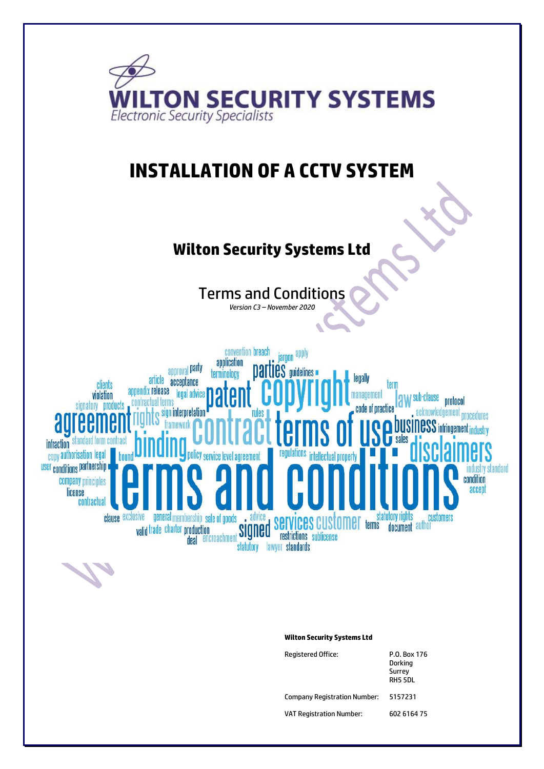**WILTON SECURITY SYSTEMS**

*Electronic Security Specialists*

# INSTALLATION OF A CCTV SYSTEM

## Wilton Security Systems Ltd

### Terms and Conditions

*Version C3 – November 2020*

**Wilton Security Systems Ltd**

| | |
|---|---|
| Registered Office: | P.O. Box 176<br>Dorking<br>Surrey<br>RH5 5DL |
| Company Registration Number: | 5157231 |
| VAT Registration Number: | 602 6164 75 |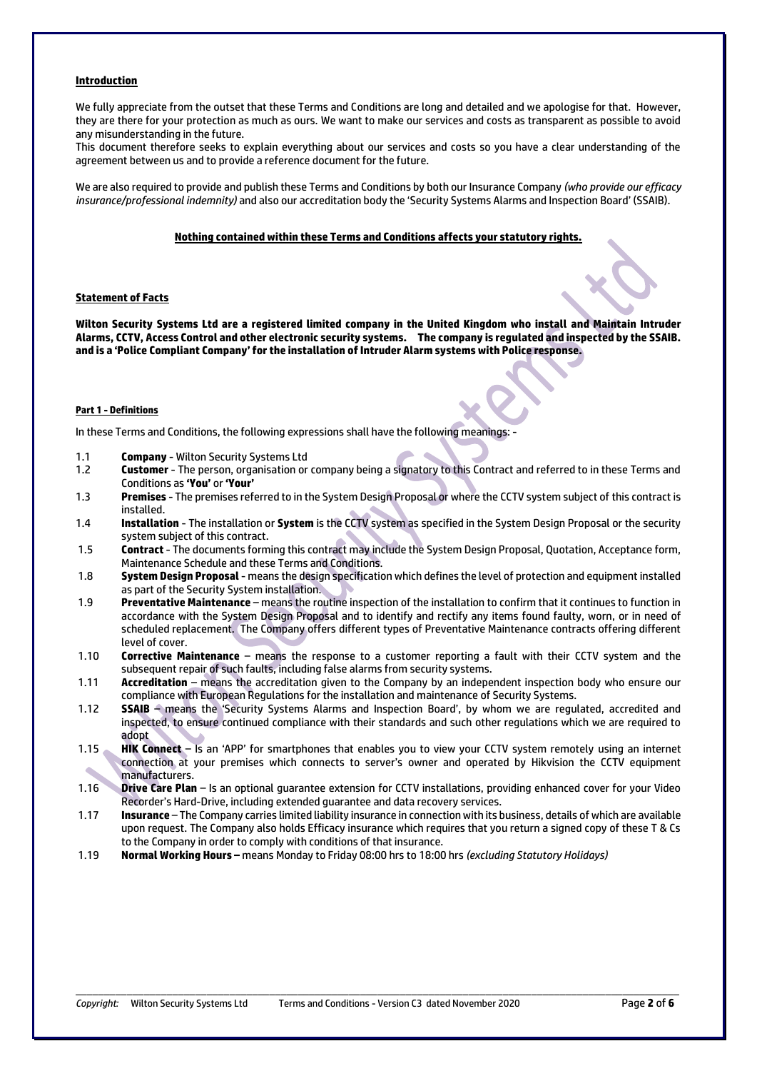**Introduction**

We fully appreciate from the outset that these Terms and Conditions are long and detailed and we apologise for that. However, they are there for your protection as much as ours. We want to make our services and costs as transparent as possible to avoid any misunderstanding in the future.

This document therefore seeks to explain everything about our services and costs so you have a clear understanding of the agreement between us and to provide a reference document for the future.

We are also required to provide and publish these Terms and Conditions by both our Insurance Company *(who provide our efficacy insurance/professional indemnity)* and also our accreditation body the 'Security Systems Alarms and Inspection Board' (SSAIB).

**Nothing contained within these Terms and Conditions affects your statutory rights.**

**Statement of Facts**

**Wilton Security Systems Ltd are a registered limited company in the United Kingdom who install and Maintain Intruder Alarms, CCTV, Access Control and other electronic security systems. The company is regulated and inspected by the SSAIB. and is a 'Police Compliant Company' for the installation of Intruder Alarm systems with Police response.**

**Part 1 - Definitions**

In these Terms and Conditions, the following expressions shall have the following meanings: -

1.1 **Company** - Wilton Security Systems Ltd
1.2 **Customer** - The person, organisation or company being a signatory to this Contract and referred to in these Terms and Conditions as **'You'** or **'Your'**
1.3 **Premises** - The premises referred to in the System Design Proposal or where the CCTV system subject of this contract is installed.
1.4 **Installation** - The installation or **System** is the CCTV system as specified in the System Design Proposal or the security system subject of this contract.
1.5 **Contract** - The documents forming this contract may include the System Design Proposal, Quotation, Acceptance form, Maintenance Schedule and these Terms and Conditions.
1.8 **System Design Proposal** - means the design specification which defines the level of protection and equipment installed as part of the Security System installation.
1.9 **Preventative Maintenance** – means the routine inspection of the installation to confirm that it continues to function in accordance with the System Design Proposal and to identify and rectify any items found faulty, worn, or in need of scheduled replacement. The Company offers different types of Preventative Maintenance contracts offering different level of cover.
1.10 **Corrective Maintenance** – means the response to a customer reporting a fault with their CCTV system and the subsequent repair of such faults, including false alarms from security systems.
1.11 **Accreditation** – means the accreditation given to the Company by an independent inspection body who ensure our compliance with European Regulations for the installation and maintenance of Security Systems.
1.12 **SSAIB** – means the 'Security Systems Alarms and Inspection Board', by whom we are regulated, accredited and inspected, to ensure continued compliance with their standards and such other regulations which we are required to adopt
1.15 **HIK Connect** – Is an 'APP' for smartphones that enables you to view your CCTV system remotely using an internet connection at your premises which connects to server's owner and operated by Hikvision the CCTV equipment manufacturers.
1.16 **Drive Care Plan** – Is an optional guarantee extension for CCTV installations, providing enhanced cover for your Video Recorder's Hard-Drive, including extended guarantee and data recovery services.
1.17 **Insurance** – The Company carries limited liability insurance in connection with its business, details of which are available upon request. The Company also holds Efficacy insurance which requires that you return a signed copy of these T & Cs to the Company in order to comply with conditions of that insurance.
1.19 **Normal Working Hours –** means Monday to Friday 08:00 hrs to 18:00 hrs *(excluding Statutory Holidays)*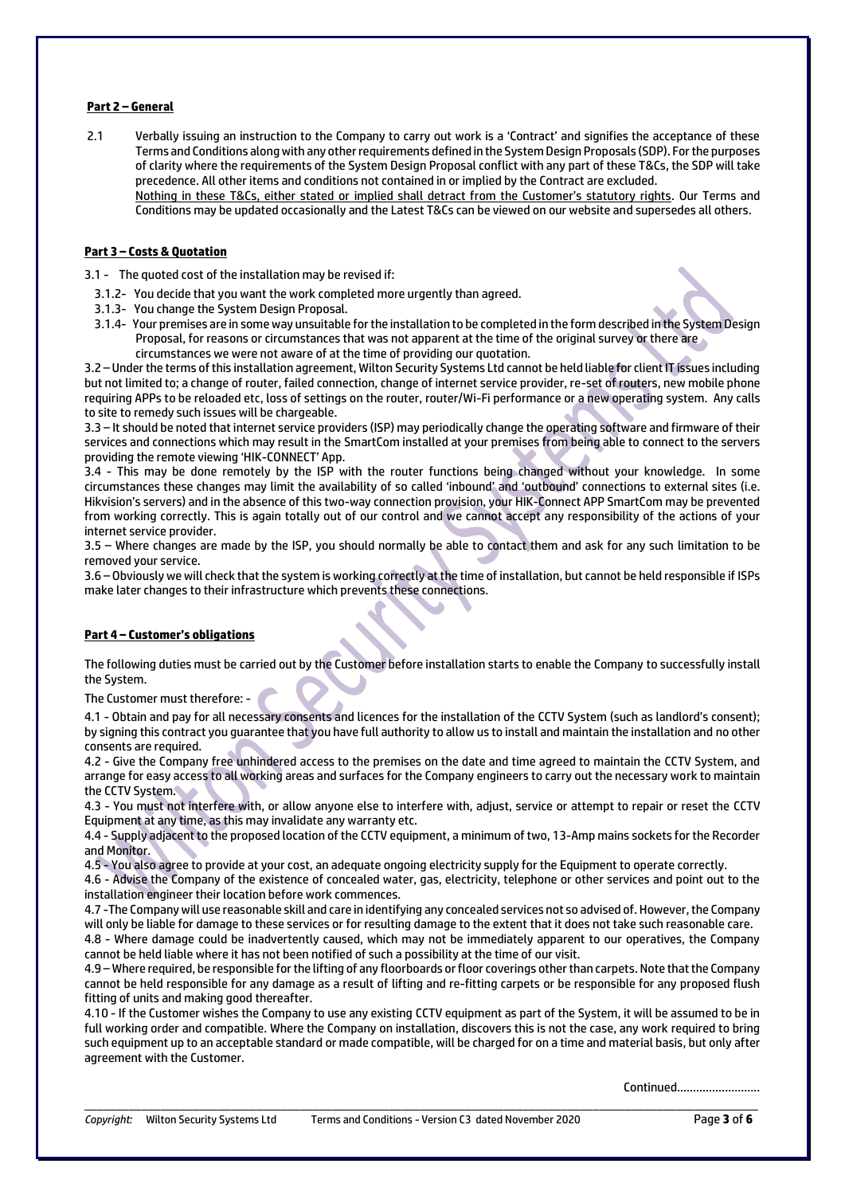**Part 2 – General**

2.1 Verbally issuing an instruction to the Company to carry out work is a 'Contract' and signifies the acceptance of these Terms and Conditions along with any other requirements defined in the System Design Proposals (SDP). For the purposes of clarity where the requirements of the System Design Proposal conflict with any part of these T&Cs, the SDP will take precedence. All other items and conditions not contained in or implied by the Contract are excluded.
<u>Nothing in these T&Cs, either stated or implied shall detract from the Customer's statutory rights</u>. Our Terms and Conditions may be updated occasionally and the Latest T&Cs can be viewed on our website and supersedes all others.

**Part 3 – Costs & Quotation**

3.1 - The quoted cost of the installation may be revised if:

3.1.2- You decide that you want the work completed more urgently than agreed.

3.1.3- You change the System Design Proposal.

3.1.4- Your premises are in some way unsuitable for the installation to be completed in the form described in the System Design Proposal, for reasons or circumstances that was not apparent at the time of the original survey or there are circumstances we were not aware of at the time of providing our quotation.

3.2 – Under the terms of this installation agreement, Wilton Security Systems Ltd cannot be held liable for client IT issues including but not limited to; a change of router, failed connection, change of internet service provider, re-set of routers, new mobile phone requiring APPs to be reloaded etc, loss of settings on the router, router/Wi-Fi performance or a new operating system. Any calls to site to remedy such issues will be chargeable.

3.3 – It should be noted that internet service providers (ISP) may periodically change the operating software and firmware of their services and connections which may result in the SmartCom installed at your premises from being able to connect to the servers providing the remote viewing 'HIK-CONNECT' App.

3.4 - This may be done remotely by the ISP with the router functions being changed without your knowledge. In some circumstances these changes may limit the availability of so called 'inbound' and 'outbound' connections to external sites (i.e. Hikvision's servers) and in the absence of this two-way connection provision, your HIK-Connect APP SmartCom may be prevented from working correctly. This is again totally out of our control and we cannot accept any responsibility of the actions of your internet service provider.

3.5 – Where changes are made by the ISP, you should normally be able to contact them and ask for any such limitation to be removed your service.

3.6 – Obviously we will check that the system is working correctly at the time of installation, but cannot be held responsible if ISPs make later changes to their infrastructure which prevents these connections.

**Part 4 – Customer's obligations**

The following duties must be carried out by the Customer before installation starts to enable the Company to successfully install the System.

The Customer must therefore: -

4.1 - Obtain and pay for all necessary consents and licences for the installation of the CCTV System (such as landlord's consent); by signing this contract you guarantee that you have full authority to allow us to install and maintain the installation and no other consents are required.

4.2 - Give the Company free unhindered access to the premises on the date and time agreed to maintain the CCTV System, and arrange for easy access to all working areas and surfaces for the Company engineers to carry out the necessary work to maintain the CCTV System.

4.3 - You must not interfere with, or allow anyone else to interfere with, adjust, service or attempt to repair or reset the CCTV Equipment at any time, as this may invalidate any warranty etc.

4.4 - Supply adjacent to the proposed location of the CCTV equipment, a minimum of two, 13-Amp mains sockets for the Recorder and Monitor.

4.5 - You also agree to provide at your cost, an adequate ongoing electricity supply for the Equipment to operate correctly.

4.6 - Advise the Company of the existence of concealed water, gas, electricity, telephone or other services and point out to the installation engineer their location before work commences.

4.7 -The Company will use reasonable skill and care in identifying any concealed services not so advised of. However, the Company will only be liable for damage to these services or for resulting damage to the extent that it does not take such reasonable care.

4.8 - Where damage could be inadvertently caused, which may not be immediately apparent to our operatives, the Company cannot be held liable where it has not been notified of such a possibility at the time of our visit.

4.9 – Where required, be responsible for the lifting of any floorboards or floor coverings other than carpets. Note that the Company cannot be held responsible for any damage as a result of lifting and re-fitting carpets or be responsible for any proposed flush fitting of units and making good thereafter.

4.10 - If the Customer wishes the Company to use any existing CCTV equipment as part of the System, it will be assumed to be in full working order and compatible. Where the Company on installation, discovers this is not the case, any work required to bring such equipment up to an acceptable standard or made compatible, will be charged for on a time and material basis, but only after agreement with the Customer.

Continued.........................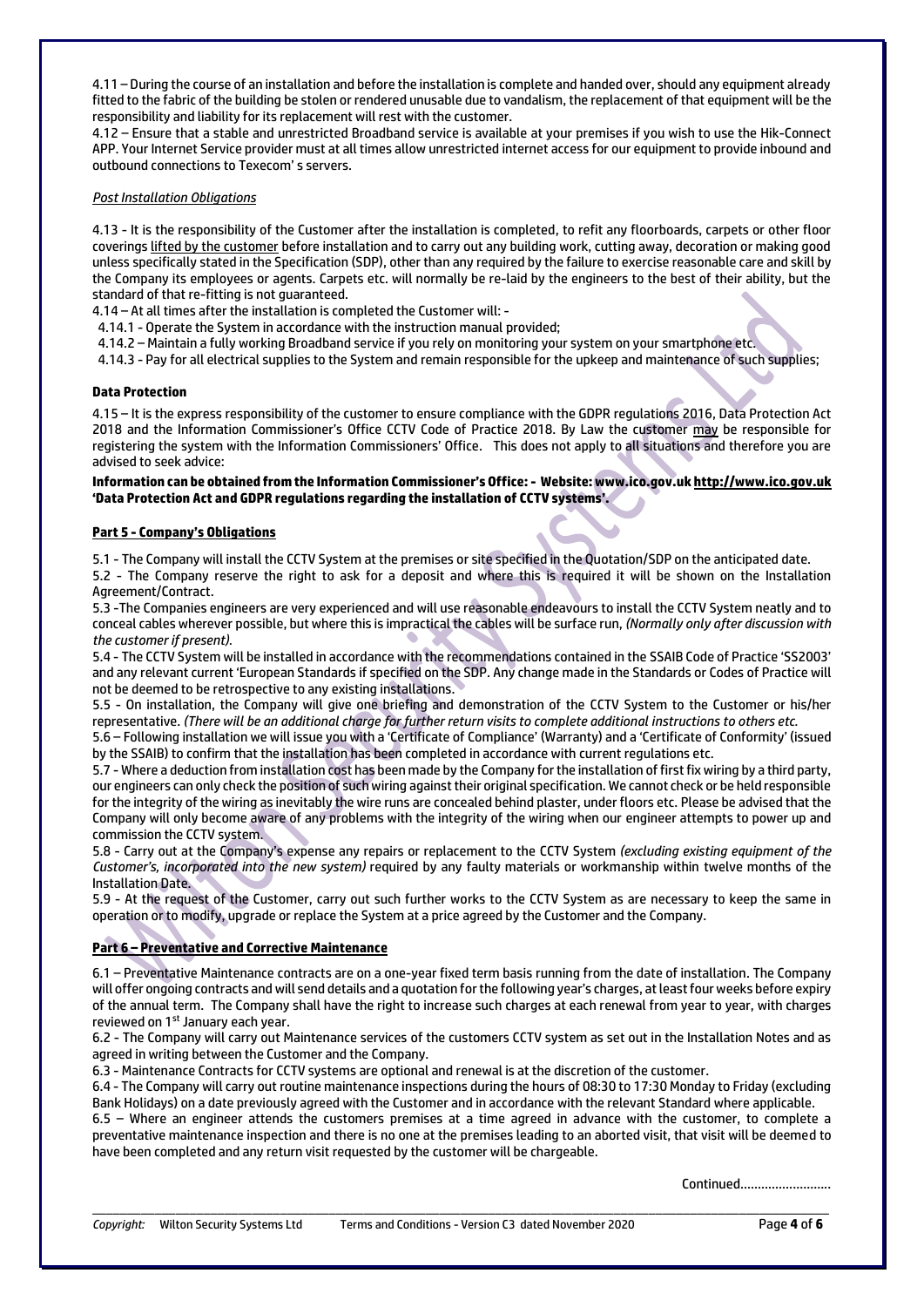4.11 – During the course of an installation and before the installation is complete and handed over, should any equipment already fitted to the fabric of the building be stolen or rendered unusable due to vandalism, the replacement of that equipment will be the responsibility and liability for its replacement will rest with the customer.

4.12 – Ensure that a stable and unrestricted Broadband service is available at your premises if you wish to use the Hik-Connect APP. Your Internet Service provider must at all times allow unrestricted internet access for our equipment to provide inbound and outbound connections to Texecom' s servers.

*Post Installation Obligations*

4.13 - It is the responsibility of the Customer after the installation is completed, to refit any floorboards, carpets or other floor coverings lifted by the customer before installation and to carry out any building work, cutting away, decoration or making good unless specifically stated in the Specification (SDP), other than any required by the failure to exercise reasonable care and skill by the Company its employees or agents. Carpets etc. will normally be re-laid by the engineers to the best of their ability, but the standard of that re-fitting is not guaranteed.

4.14 – At all times after the installation is completed the Customer will: -

4.14.1 - Operate the System in accordance with the instruction manual provided;

4.14.2 – Maintain a fully working Broadband service if you rely on monitoring your system on your smartphone etc.

4.14.3 - Pay for all electrical supplies to the System and remain responsible for the upkeep and maintenance of such supplies;

**Data Protection**

4.15 – It is the express responsibility of the customer to ensure compliance with the GDPR regulations 2016, Data Protection Act 2018 and the Information Commissioner's Office CCTV Code of Practice 2018. By Law the customer may be responsible for registering the system with the Information Commissioners' Office. This does not apply to all situations and therefore you are advised to seek advice:

**Information can be obtained from the Information Commissioner's Office: - Website: www.ico.gov.uk http://www.ico.gov.uk 'Data Protection Act and GDPR regulations regarding the installation of CCTV systems'.**

## Part 5 - Company's Obligations

5.1 - The Company will install the CCTV System at the premises or site specified in the Quotation/SDP on the anticipated date.

5.2 - The Company reserve the right to ask for a deposit and where this is required it will be shown on the Installation Agreement/Contract.

5.3 -The Companies engineers are very experienced and will use reasonable endeavours to install the CCTV System neatly and to conceal cables wherever possible, but where this is impractical the cables will be surface run, *(Normally only after discussion with the customer if present).*

5.4 - The CCTV System will be installed in accordance with the recommendations contained in the SSAIB Code of Practice 'SS2003' and any relevant current 'European Standards if specified on the SDP. Any change made in the Standards or Codes of Practice will not be deemed to be retrospective to any existing installations.

5.5 - On installation, the Company will give one briefing and demonstration of the CCTV System to the Customer or his/her representative. *(There will be an additional charge for further return visits to complete additional instructions to others etc.*

5.6 – Following installation we will issue you with a 'Certificate of Compliance' (Warranty) and a 'Certificate of Conformity' (issued by the SSAIB) to confirm that the installation has been completed in accordance with current regulations etc.

5.7 - Where a deduction from installation cost has been made by the Company for the installation of first fix wiring by a third party, our engineers can only check the position of such wiring against their original specification. We cannot check or be held responsible for the integrity of the wiring as inevitably the wire runs are concealed behind plaster, under floors etc. Please be advised that the Company will only become aware of any problems with the integrity of the wiring when our engineer attempts to power up and commission the CCTV system.

5.8 - Carry out at the Company's expense any repairs or replacement to the CCTV System *(excluding existing equipment of the Customer's, incorporated into the new system)* required by any faulty materials or workmanship within twelve months of the Installation Date.

5.9 - At the request of the Customer, carry out such further works to the CCTV System as are necessary to keep the same in operation or to modify, upgrade or replace the System at a price agreed by the Customer and the Company.

## Part 6 – Preventative and Corrective Maintenance

6.1 – Preventative Maintenance contracts are on a one-year fixed term basis running from the date of installation. The Company will offer ongoing contracts and will send details and a quotation for the following year's charges, at least four weeks before expiry of the annual term. The Company shall have the right to increase such charges at each renewal from year to year, with charges reviewed on 1st January each year.

6.2 - The Company will carry out Maintenance services of the customers CCTV system as set out in the Installation Notes and as agreed in writing between the Customer and the Company.

6.3 - Maintenance Contracts for CCTV systems are optional and renewal is at the discretion of the customer.

6.4 - The Company will carry out routine maintenance inspections during the hours of 08:30 to 17:30 Monday to Friday (excluding Bank Holidays) on a date previously agreed with the Customer and in accordance with the relevant Standard where applicable.

6.5 – Where an engineer attends the customers premises at a time agreed in advance with the customer, to complete a preventative maintenance inspection and there is no one at the premises leading to an aborted visit, that visit will be deemed to have been completed and any return visit requested by the customer will be chargeable.

Continued…………………….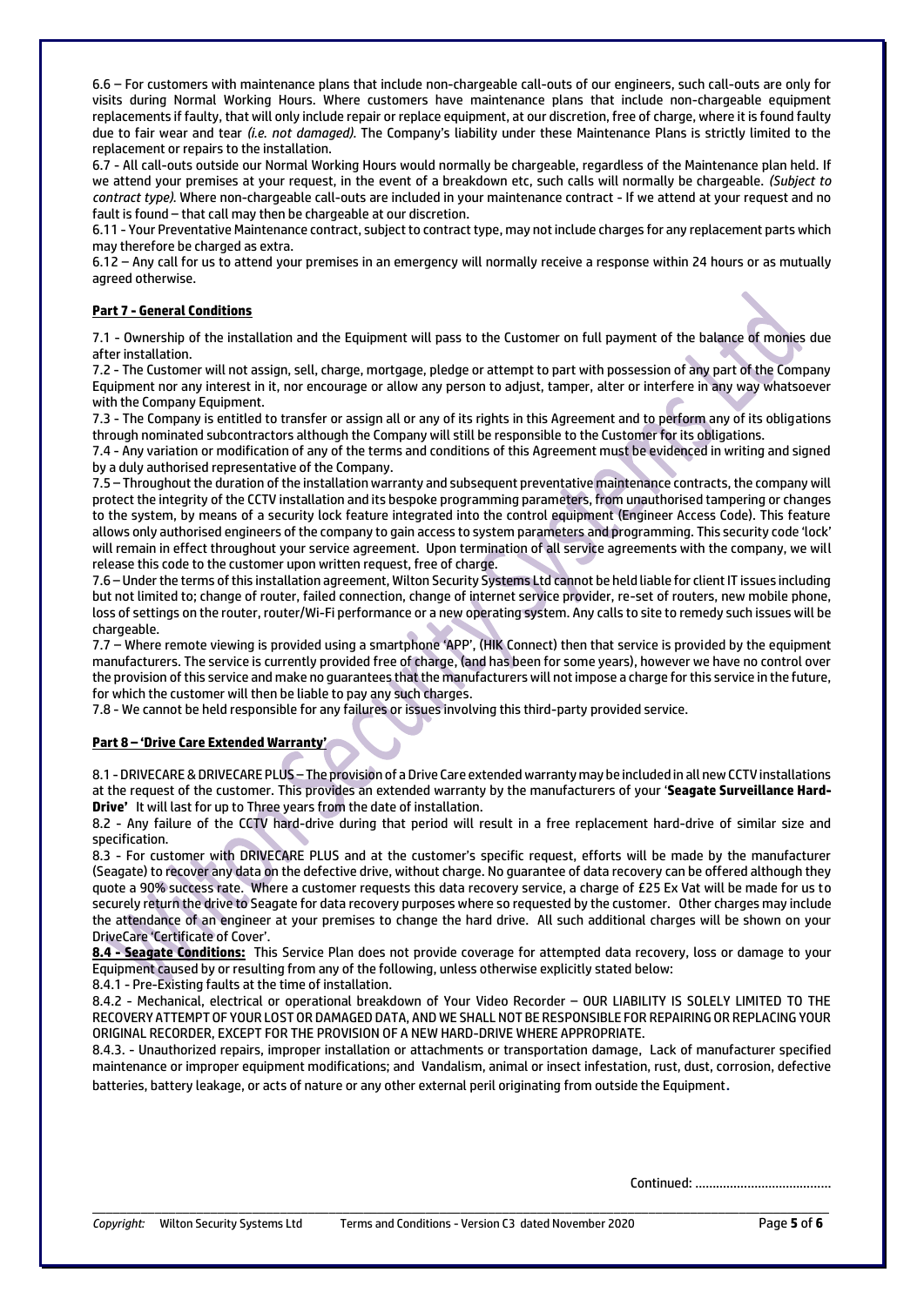6.6 – For customers with maintenance plans that include non-chargeable call-outs of our engineers, such call-outs are only for visits during Normal Working Hours. Where customers have maintenance plans that include non-chargeable equipment replacements if faulty, that will only include repair or replace equipment, at our discretion, free of charge, where it is found faulty due to fair wear and tear *(i.e. not damaged).* The Company's liability under these Maintenance Plans is strictly limited to the replacement or repairs to the installation.

6.7 - All call-outs outside our Normal Working Hours would normally be chargeable, regardless of the Maintenance plan held. If we attend your premises at your request, in the event of a breakdown etc, such calls will normally be chargeable. *(Subject to contract type).* Where non-chargeable call-outs are included in your maintenance contract - If we attend at your request and no fault is found – that call may then be chargeable at our discretion.

6.11 - Your Preventative Maintenance contract, subject to contract type, may not include charges for any replacement parts which may therefore be charged as extra.

6.12 – Any call for us to attend your premises in an emergency will normally receive a response within 24 hours or as mutually agreed otherwise.

## Part 7 - General Conditions

7.1 - Ownership of the installation and the Equipment will pass to the Customer on full payment of the balance of monies due after installation.

7.2 - The Customer will not assign, sell, charge, mortgage, pledge or attempt to part with possession of any part of the Company Equipment nor any interest in it, nor encourage or allow any person to adjust, tamper, alter or interfere in any way whatsoever with the Company Equipment.

7.3 - The Company is entitled to transfer or assign all or any of its rights in this Agreement and to perform any of its obligations through nominated subcontractors although the Company will still be responsible to the Customer for its obligations.

7.4 - Any variation or modification of any of the terms and conditions of this Agreement must be evidenced in writing and signed by a duly authorised representative of the Company.

7.5 – Throughout the duration of the installation warranty and subsequent preventative maintenance contracts, the company will protect the integrity of the CCTV installation and its bespoke programming parameters, from unauthorised tampering or changes to the system, by means of a security lock feature integrated into the control equipment (Engineer Access Code). This feature allows only authorised engineers of the company to gain access to system parameters and programming. This security code 'lock' will remain in effect throughout your service agreement. Upon termination of all service agreements with the company, we will release this code to the customer upon written request, free of charge.

7.6 – Under the terms of this installation agreement, Wilton Security Systems Ltd cannot be held liable for client IT issues including but not limited to; change of router, failed connection, change of internet service provider, re-set of routers, new mobile phone, loss of settings on the router, router/Wi-Fi performance or a new operating system. Any calls to site to remedy such issues will be chargeable.

7.7 – Where remote viewing is provided using a smartphone 'APP', (HIK Connect) then that service is provided by the equipment manufacturers. The service is currently provided free of charge, (and has been for some years), however we have no control over the provision of this service and make no guarantees that the manufacturers will not impose a charge for this service in the future, for which the customer will then be liable to pay any such charges.

7.8 - We cannot be held responsible for any failures or issues involving this third-party provided service.

## Part 8 – 'Drive Care Extended Warranty'

8.1 - DRIVECARE & DRIVECARE PLUS – The provision of a Drive Care extended warranty may be included in all new CCTV installations at the request of the customer. This provides an extended warranty by the manufacturers of your '**Seagate Surveillance Hard-Drive'** It will last for up to Three years from the date of installation.

8.2 - Any failure of the CCTV hard-drive during that period will result in a free replacement hard-drive of similar size and specification.

8.3 - For customer with DRIVECARE PLUS and at the customer's specific request, efforts will be made by the manufacturer (Seagate) to recover any data on the defective drive, without charge. No guarantee of data recovery can be offered although they quote a 90% success rate. Where a customer requests this data recovery service, a charge of £25 Ex Vat will be made for us to securely return the drive to Seagate for data recovery purposes where so requested by the customer. Other charges may include the attendance of an engineer at your premises to change the hard drive. All such additional charges will be shown on your DriveCare 'Certificate of Cover'.

**8.4 - Seagate Conditions:** This Service Plan does not provide coverage for attempted data recovery, loss or damage to your Equipment caused by or resulting from any of the following, unless otherwise explicitly stated below:

8.4.1 - Pre-Existing faults at the time of installation.

8.4.2 - Mechanical, electrical or operational breakdown of Your Video Recorder – OUR LIABILITY IS SOLELY LIMITED TO THE RECOVERY ATTEMPT OF YOUR LOST OR DAMAGED DATA, AND WE SHALL NOT BE RESPONSIBLE FOR REPAIRING OR REPLACING YOUR ORIGINAL RECORDER, EXCEPT FOR THE PROVISION OF A NEW HARD-DRIVE WHERE APPROPRIATE.

8.4.3. - Unauthorized repairs, improper installation or attachments or transportation damage, Lack of manufacturer specified maintenance or improper equipment modifications; and Vandalism, animal or insect infestation, rust, dust, corrosion, defective batteries, battery leakage, or acts of nature or any other external peril originating from outside the Equipment.

Continued: ......................................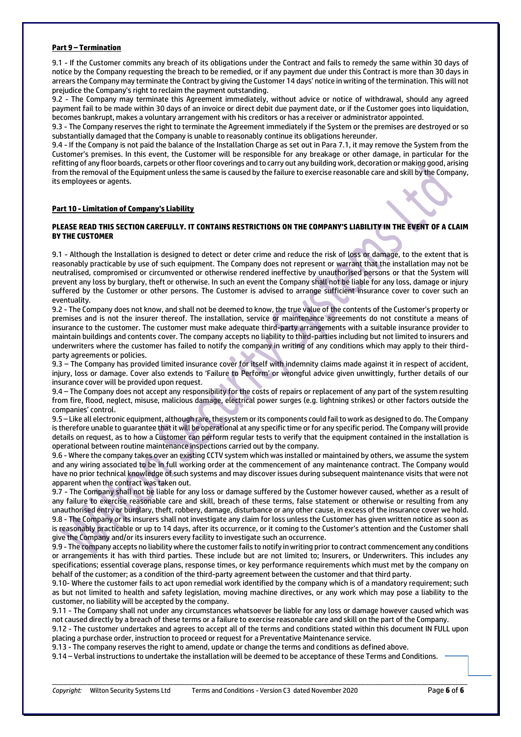**Part 9 – Termination**

9.1 - If the Customer commits any breach of its obligations under the Contract and fails to remedy the same within 30 days of notice by the Company requesting the breach to be remedied, or if any payment due under this Contract is more than 30 days in arrears the Company may terminate the Contract by giving the Customer 14 days' notice in writing of the termination. This will not prejudice the Company's right to reclaim the payment outstanding.

9.2 - The Company may terminate this Agreement immediately, without advice or notice of withdrawal, should any agreed payment fail to be made within 30 days of an invoice or direct debit due payment date, or if the Customer goes into liquidation, becomes bankrupt, makes a voluntary arrangement with his creditors or has a receiver or administrator appointed.

9.3 - The Company reserves the right to terminate the Agreement immediately if the System or the premises are destroyed or so substantially damaged that the Company is unable to reasonably continue its obligations hereunder.

9.4 - If the Company is not paid the balance of the Installation Charge as set out in Para 7.1, it may remove the System from the Customer's premises. In this event, the Customer will be responsible for any breakage or other damage, in particular for the refitting of any floor boards, carpets or other floor coverings and to carry out any building work, decoration or making good, arising from the removal of the Equipment unless the same is caused by the failure to exercise reasonable care and skill by the Company, its employees or agents.

**Part 10 - Limitation of Company's Liability**

**PLEASE READ THIS SECTION CAREFULLY. IT CONTAINS RESTRICTIONS ON THE COMPANY'S LIABILITY IN THE EVENT OF A CLAIM BY THE CUSTOMER**

9.1 - Although the Installation is designed to detect or deter crime and reduce the risk of loss or damage, to the extent that is reasonably practicable by use of such equipment. The Company does not represent or warrant that the installation may not be neutralised, compromised or circumvented or otherwise rendered ineffective by unauthorised persons or that the System will prevent any loss by burglary, theft or otherwise. In such an event the Company shall not be liable for any loss, damage or injury suffered by the Customer or other persons. The Customer is advised to arrange sufficient insurance cover to cover such an eventuality.

9.2 - The Company does not know, and shall not be deemed to know, the true value of the contents of the Customer's property or premises and is not the insurer thereof. The installation, service or maintenance agreements do not constitute a means of insurance to the customer. The customer must make adequate third-party arrangements with a suitable insurance provider to maintain buildings and contents cover. The company accepts no liability to third-parties including but not limited to insurers and underwriters where the customer has failed to notify the company in writing of any conditions which may apply to their third-party agreements or policies.

9.3 – The Company has provided limited insurance cover for itself with indemnity claims made against it in respect of accident, injury, loss or damage. Cover also extends to 'Failure to Perform' or wrongful advice given unwittingly, further details of our insurance cover will be provided upon request.

9.4 – The Company does not accept any responsibility for the costs of repairs or replacement of any part of the system resulting from fire, flood, neglect, misuse, malicious damage, electrical power surges (e.g. lightning strikes) or other factors outside the companies' control.

9.5 – Like all electronic equipment, although rare, the system or its components could fail to work as designed to do. The Company is therefore unable to guarantee that it will be operational at any specific time or for any specific period. The Company will provide details on request, as to how a Customer can perform regular tests to verify that the equipment contained in the installation is operational between routine maintenance inspections carried out by the company.

9.6 - Where the company takes over an existing CCTV system which was installed or maintained by others, we assume the system and any wiring associated to be in full working order at the commencement of any maintenance contract. The Company would have no prior technical knowledge of such systems and may discover issues during subsequent maintenance visits that were not apparent when the contract was taken out.

9.7 - The Company shall not be liable for any loss or damage suffered by the Customer however caused, whether as a result of any failure to exercise reasonable care and skill, breach of these terms, false statement or otherwise or resulting from any unauthorised entry or burglary, theft, robbery, damage, disturbance or any other cause, in excess of the insurance cover we hold.

9.8 - The Company or its insurers shall not investigate any claim for loss unless the Customer has given written notice as soon as is reasonably practicable or up to 14 days, after its occurrence, or it coming to the Customer's attention and the Customer shall give the Company and/or its insurers every facility to investigate such an occurrence.

9.9 - The company accepts no liability where the customer fails to notify in writing prior to contract commencement any conditions or arrangements it has with third parties. These include but are not limited to; Insurers, or Underwriters. This includes any specifications; essential coverage plans, response times, or key performance requirements which must met by the company on behalf of the customer; as a condition of the third-party agreement between the customer and that third party.

9.10- Where the customer fails to act upon remedial work identified by the company which is of a mandatory requirement; such as but not limited to health and safety legislation, moving machine directives, or any work which may pose a liability to the customer, no liability will be accepted by the company.

9.11 - The Company shall not under any circumstances whatsoever be liable for any loss or damage however caused which was not caused directly by a breach of these terms or a failure to exercise reasonable care and skill on the part of the Company.

9.12 - The customer undertakes and agrees to accept all of the terms and conditions stated within this document IN FULL upon placing a purchase order, instruction to proceed or request for a Preventative Maintenance service.

9.13 - The company reserves the right to amend, update or change the terms and conditions as defined above.

9.14 – Verbal instructions to undertake the installation will be deemed to be acceptance of these Terms and Conditions.